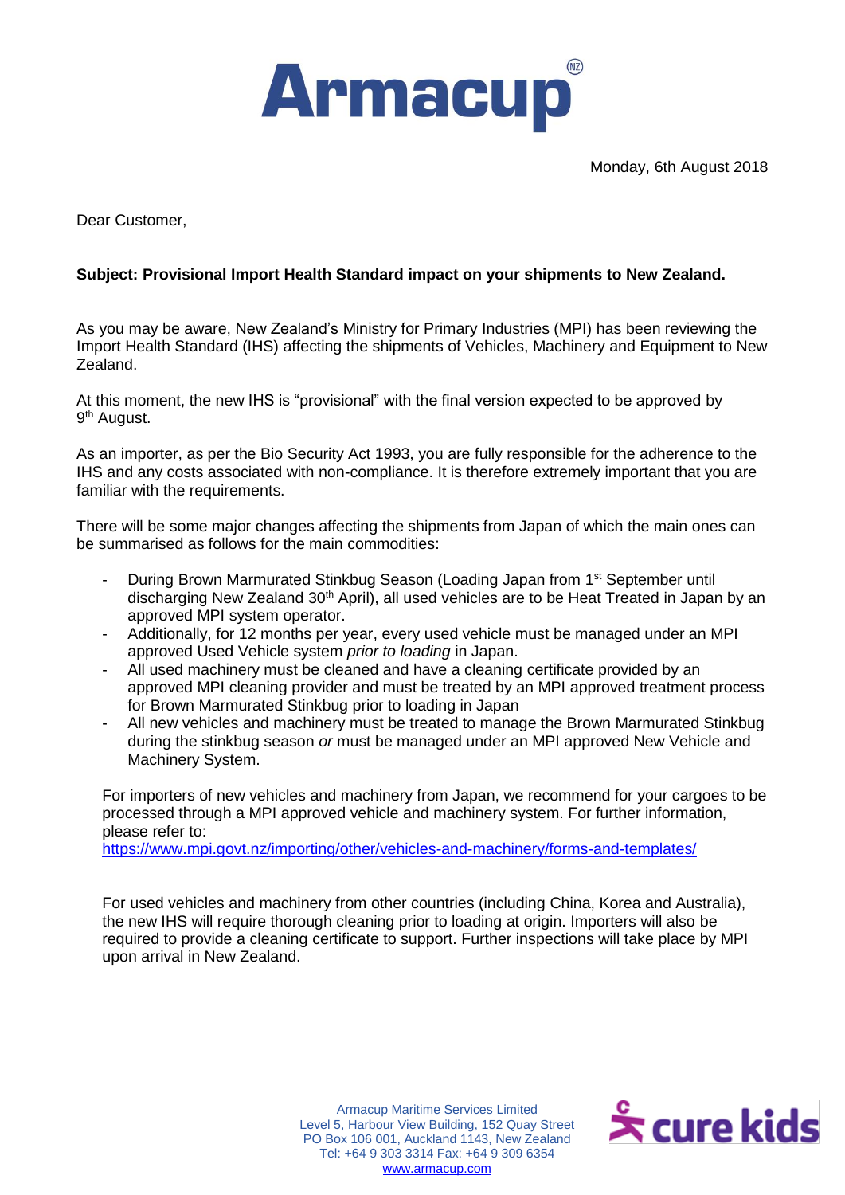# Armacup

Monday, 6th August 2018

Dear Customer,

**Subject: Provisional Import Health Standard impact on your shipments to New Zealand.**

As you may be aware, New Zealand's Ministry for Primary Industries (MPI) has been reviewing the Import Health Standard (IHS) affecting the shipments of Vehicles, Machinery and Equipment to New Zealand.

At this moment, the new IHS is "provisional" with the final version expected to be approved by 9th August.

As an importer, as per the Bio Security Act 1993, you are fully responsible for the adherence to the IHS and any costs associated with non-compliance. It is therefore extremely important that you are familiar with the requirements.

There will be some major changes affecting the shipments from Japan of which the main ones can be summarised as follows for the main commodities:

- During Brown Marmurated Stinkbug Season (Loading Japan from 1st September until discharging New Zealand 30th April), all used vehicles are to be Heat Treated in Japan by an approved MPI system operator.
- Additionally, for 12 months per year, every used vehicle must be managed under an MPI approved Used Vehicle system *prior to loading* in Japan.
- All used machinery must be cleaned and have a cleaning certificate provided by an approved MPI cleaning provider and must be treated by an MPI approved treatment process for Brown Marmurated Stinkbug prior to loading in Japan
- All new vehicles and machinery must be treated to manage the Brown Marmurated Stinkbug during the stinkbug season *or* must be managed under an MPI approved New Vehicle and Machinery System.

For importers of new vehicles and machinery from Japan, we recommend for your cargoes to be processed through a MPI approved vehicle and machinery system. For further information, please refer to:
https://www.mpi.govt.nz/importing/other/vehicles-and-machinery/forms-and-templates/

For used vehicles and machinery from other countries (including China, Korea and Australia), the new IHS will require thorough cleaning prior to loading at origin. Importers will also be required to provide a cleaning certificate to support. Further inspections will take place by MPI upon arrival in New Zealand.

Armacup Maritime Services Limited
Level 5, Harbour View Building, 152 Quay Street
PO Box 106 001, Auckland 1143, New Zealand
Tel: +64 9 303 3314 Fax: +64 9 309 6354
www.armacup.com

cure kids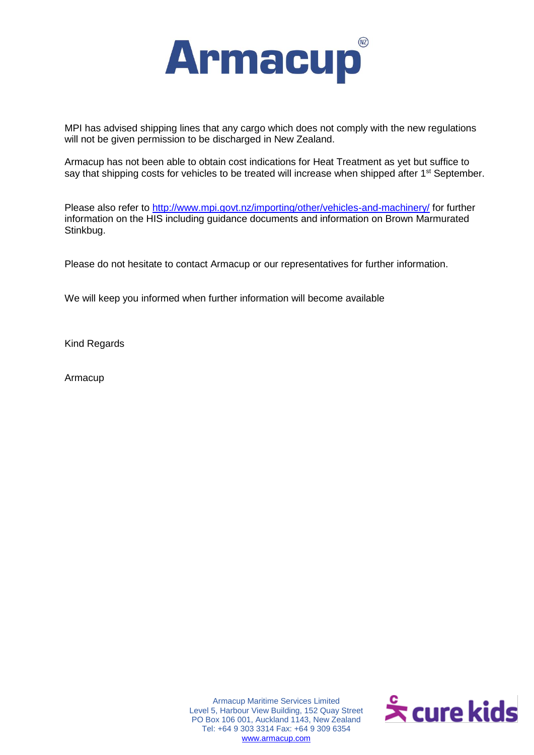MPI has advised shipping lines that any cargo which does not comply with the new regulations will not be given permission to be discharged in New Zealand.

Armacup has not been able to obtain cost indications for Heat Treatment as yet but suffice to say that shipping costs for vehicles to be treated will increase when shipped after 1st September.

Please also refer to http://www.mpi.govt.nz/importing/other/vehicles-and-machinery/ for further information on the HIS including guidance documents and information on Brown Marmurated Stinkbug.

Please do not hesitate to contact Armacup or our representatives for further information.

We will keep you informed when further information will become available

Kind Regards

Armacup

Armacup Maritime Services Limited
Level 5, Harbour View Building, 152 Quay Street
PO Box 106 001, Auckland 1143, New Zealand
Tel: +64 9 303 3314 Fax: +64 9 309 6354
www.armacup.com